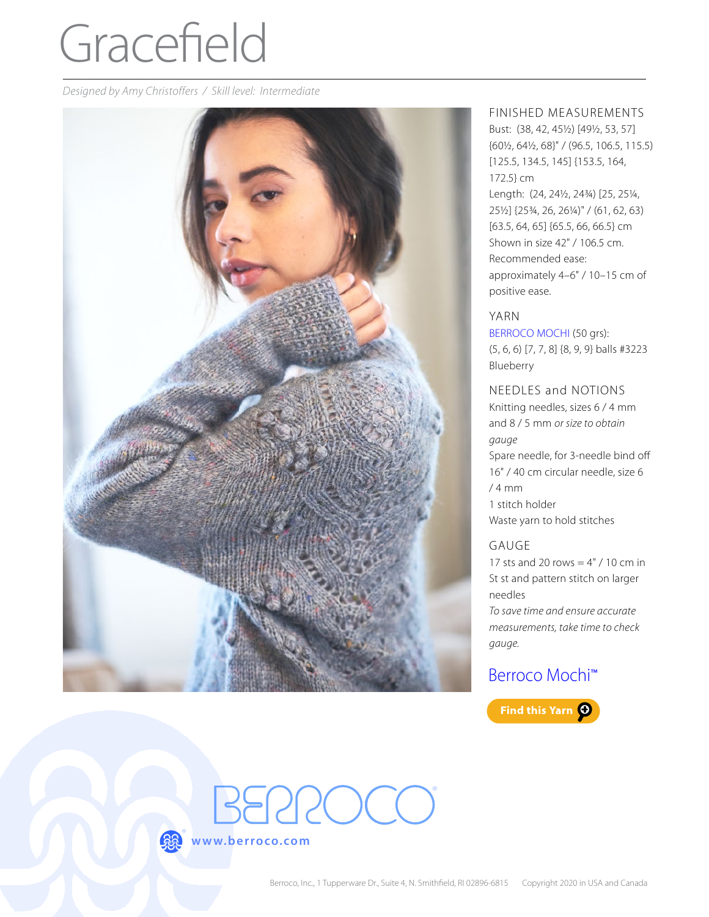# Gracefield

*Designed by Amy Christoffers / Skill level: Intermediate*

## FINISHED MEASUREMENTS

Bust: (38, 42, 45½) [49½, 53, 57] {60½, 64½, 68}" / (96.5, 106.5, 115.5) [125.5, 134.5, 145] {153.5, 164, 172.5} cm

Length: (24, 24½, 24¾) [25, 25¼, 25½] {25¾, 26, 26¼)" / (61, 62, 63) [63.5, 64, 65] {65.5, 66, 66.5} cm

Shown in size 42" / 106.5 cm.

Recommended ease: approximately 4–6" / 10–15 cm of positive ease.

## YARN

BERROCO MOCHI (50 grs): (5, 6, 6) [7, 7, 8] {8, 9, 9} balls #3223 Blueberry

## NEEDLES and NOTIONS

Knitting needles, sizes 6 / 4 mm and 8 / 5 mm *or size to obtain gauge*

Spare needle, for 3-needle bind off

16" / 40 cm circular needle, size 6 / 4 mm

1 stitch holder

Waste yarn to hold stitches

## GAUGE

17 sts and 20 rows = 4" / 10 cm in St st and pattern stitch on larger needles

*To save time and ensure accurate measurements, take time to check gauge.*

Berroco Mochi™

Find this Yarn

BERROCO

www.berroco.com

Berroco, Inc., 1 Tupperware Dr., Suite 4, N. Smithfield, RI 02896-6815 Copyright 2020 in USA and Canada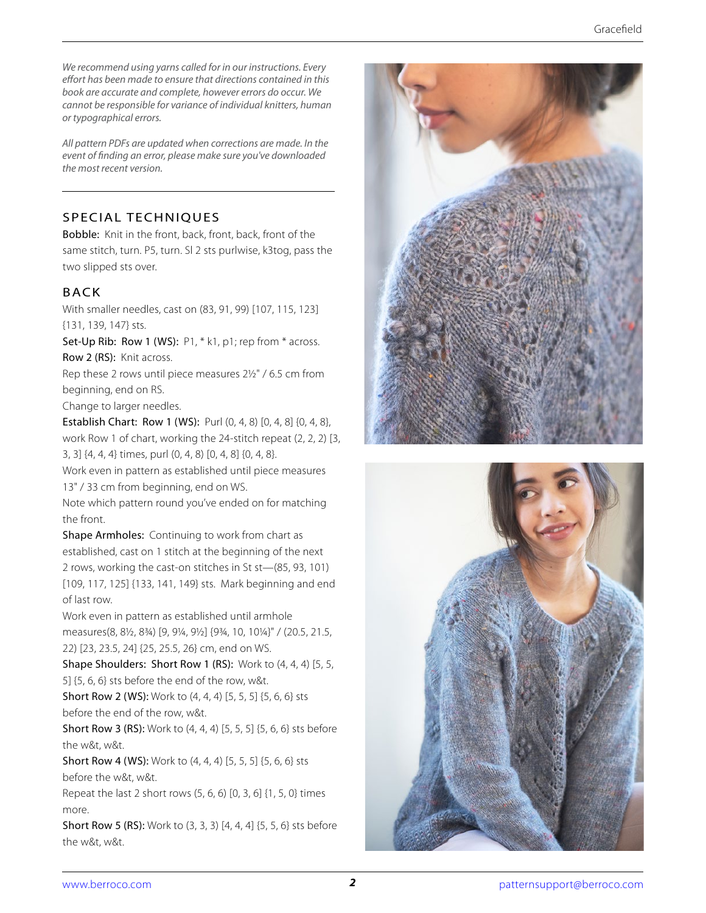*We recommend using yarns called for in our instructions. Every effort has been made to ensure that directions contained in this book are accurate and complete, however errors do occur. We cannot be responsible for variance of individual knitters, human or typographical errors.*

*All pattern PDFs are updated when corrections are made. In the event of finding an error, please make sure you've downloaded the most recent version.*

## SPECIAL TECHNIQUES

**Bobble:** Knit in the front, back, front, back, front of the same stitch, turn. P5, turn. Sl 2 sts purlwise, k3tog, pass the two slipped sts over.

## BACK

With smaller needles, cast on (83, 91, 99) [107, 115, 123] {131, 139, 147} sts.

**Set-Up Rib: Row 1 (WS):** P1, * k1, p1; rep from * across.

**Row 2 (RS):** Knit across.

Rep these 2 rows until piece measures 2½" / 6.5 cm from beginning, end on RS.

Change to larger needles.

**Establish Chart: Row 1 (WS):** Purl (0, 4, 8) [0, 4, 8] {0, 4, 8}, work Row 1 of chart, working the 24-stitch repeat (2, 2, 2) [3, 3, 3] {4, 4, 4} times, purl (0, 4, 8) [0, 4, 8] {0, 4, 8}.

Work even in pattern as established until piece measures 13" / 33 cm from beginning, end on WS.

Note which pattern round you've ended on for matching the front.

**Shape Armholes:** Continuing to work from chart as established, cast on 1 stitch at the beginning of the next 2 rows, working the cast-on stitches in St st—(85, 93, 101) [109, 117, 125] {133, 141, 149} sts. Mark beginning and end of last row.

Work even in pattern as established until armhole measures(8, 8½, 8¾) [9, 9¼, 9½] {9¾, 10, 10¼}" / (20.5, 21.5, 22) [23, 23.5, 24] {25, 25.5, 26} cm, end on WS.

**Shape Shoulders: Short Row 1 (RS):** Work to (4, 4, 4) [5, 5, 5] {5, 6, 6} sts before the end of the row, w&t.

**Short Row 2 (WS):** Work to (4, 4, 4) [5, 5, 5] {5, 6, 6} sts before the end of the row, w&t.

**Short Row 3 (RS):** Work to (4, 4, 4) [5, 5, 5] {5, 6, 6} sts before the w&t, w&t.

**Short Row 4 (WS):** Work to (4, 4, 4) [5, 5, 5] {5, 6, 6} sts before the w&t, w&t.

Repeat the last 2 short rows (5, 6, 6) [0, 3, 6] {1, 5, 0} times more.

**Short Row 5 (RS):** Work to (3, 3, 3) [4, 4, 4] {5, 5, 6} sts before the w&t, w&t.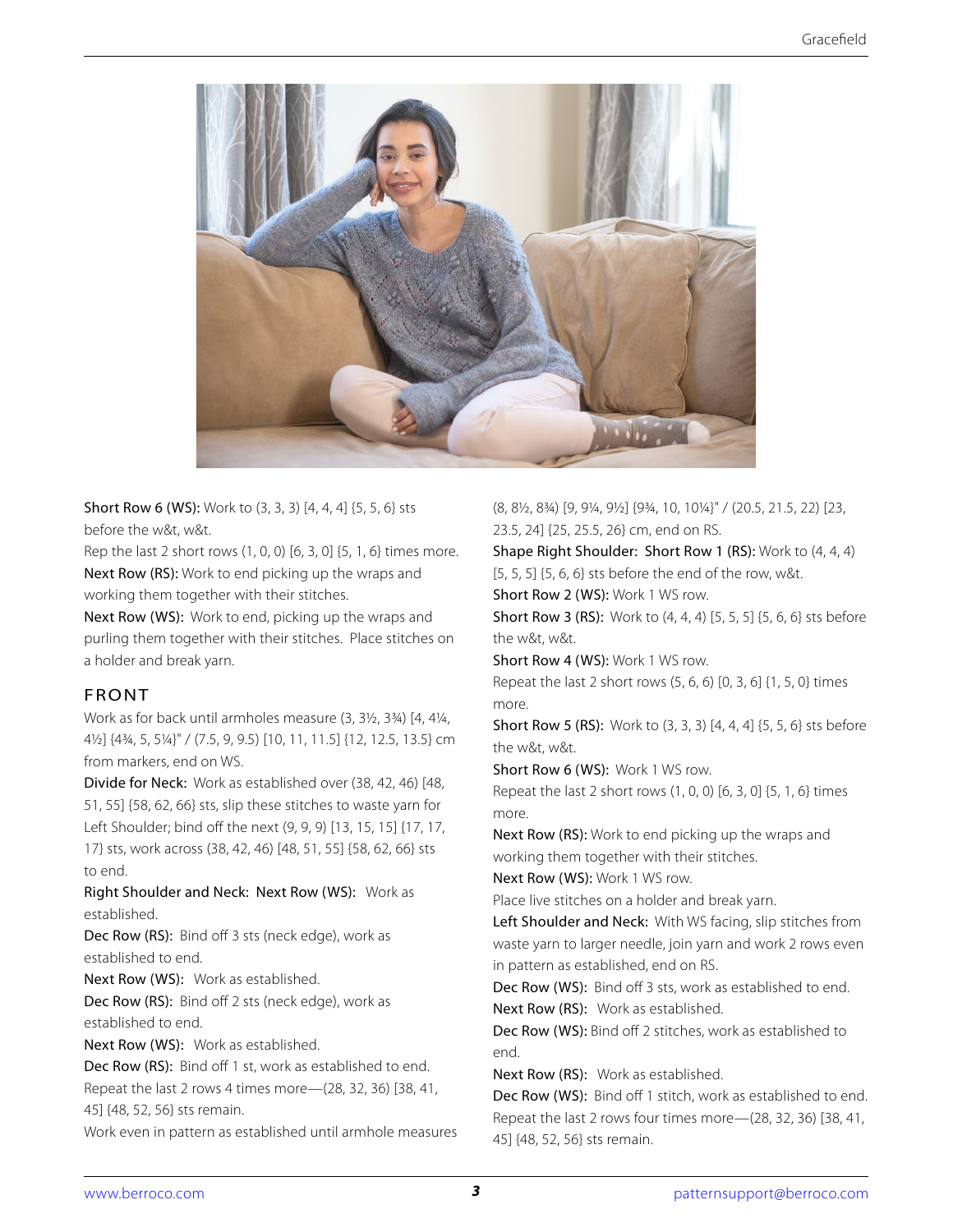**Short Row 6 (WS):** Work to (3, 3, 3) [4, 4, 4] {5, 5, 6} sts before the w&t, w&t.

Rep the last 2 short rows (1, 0, 0) [6, 3, 0] {5, 1, 6} times more.

**Next Row (RS):** Work to end picking up the wraps and working them together with their stitches.

**Next Row (WS):** Work to end, picking up the wraps and purling them together with their stitches. Place stitches on a holder and break yarn.

## FRONT

Work as for back until armholes measure (3, 3½, 3¾) [4, 4¼, 4½] {4¾, 5, 5¼}" / (7.5, 9, 9.5) [10, 11, 11.5] {12, 12.5, 13.5} cm from markers, end on WS.

**Divide for Neck:** Work as established over (38, 42, 46) [48, 51, 55] {58, 62, 66} sts, slip these stitches to waste yarn for Left Shoulder; bind off the next (9, 9, 9) [13, 15, 15] {17, 17, 17} sts, work across (38, 42, 46) [48, 51, 55] {58, 62, 66} sts to end.

**Right Shoulder and Neck: Next Row (WS):** Work as established.

**Dec Row (RS):** Bind off 3 sts (neck edge), work as established to end.

**Next Row (WS):** Work as established.

**Dec Row (RS):** Bind off 2 sts (neck edge), work as established to end.

**Next Row (WS):** Work as established.

**Dec Row (RS):** Bind off 1 st, work as established to end.

Repeat the last 2 rows 4 times more—(28, 32, 36) [38, 41, 45] {48, 52, 56} sts remain.

Work even in pattern as established until armhole measures (8, 8½, 8¾) [9, 9¼, 9½] {9¾, 10, 10¼}" / (20.5, 21.5, 22) [23, 23.5, 24] {25, 25.5, 26} cm, end on RS.

**Shape Right Shoulder: Short Row 1 (RS):** Work to (4, 4, 4) [5, 5, 5] {5, 6, 6} sts before the end of the row, w&t.

**Short Row 2 (WS):** Work 1 WS row.

**Short Row 3 (RS):** Work to (4, 4, 4) [5, 5, 5] {5, 6, 6} sts before the w&t, w&t.

**Short Row 4 (WS):** Work 1 WS row.

Repeat the last 2 short rows (5, 6, 6) [0, 3, 6] {1, 5, 0} times more.

**Short Row 5 (RS):** Work to (3, 3, 3) [4, 4, 4] {5, 5, 6} sts before the w&t, w&t.

**Short Row 6 (WS):** Work 1 WS row.

Repeat the last 2 short rows (1, 0, 0) [6, 3, 0] {5, 1, 6} times more.

**Next Row (RS):** Work to end picking up the wraps and working them together with their stitches.

**Next Row (WS):** Work 1 WS row.

Place live stitches on a holder and break yarn.

**Left Shoulder and Neck:** With WS facing, slip stitches from waste yarn to larger needle, join yarn and work 2 rows even in pattern as established, end on RS.

**Dec Row (WS):** Bind off 3 sts, work as established to end.

**Next Row (RS):** Work as established.

**Dec Row (WS):** Bind off 2 stitches, work as established to end.

**Next Row (RS):** Work as established.

**Dec Row (WS):** Bind off 1 stitch, work as established to end.

Repeat the last 2 rows four times more—(28, 32, 36) [38, 41, 45] {48, 52, 56} sts remain.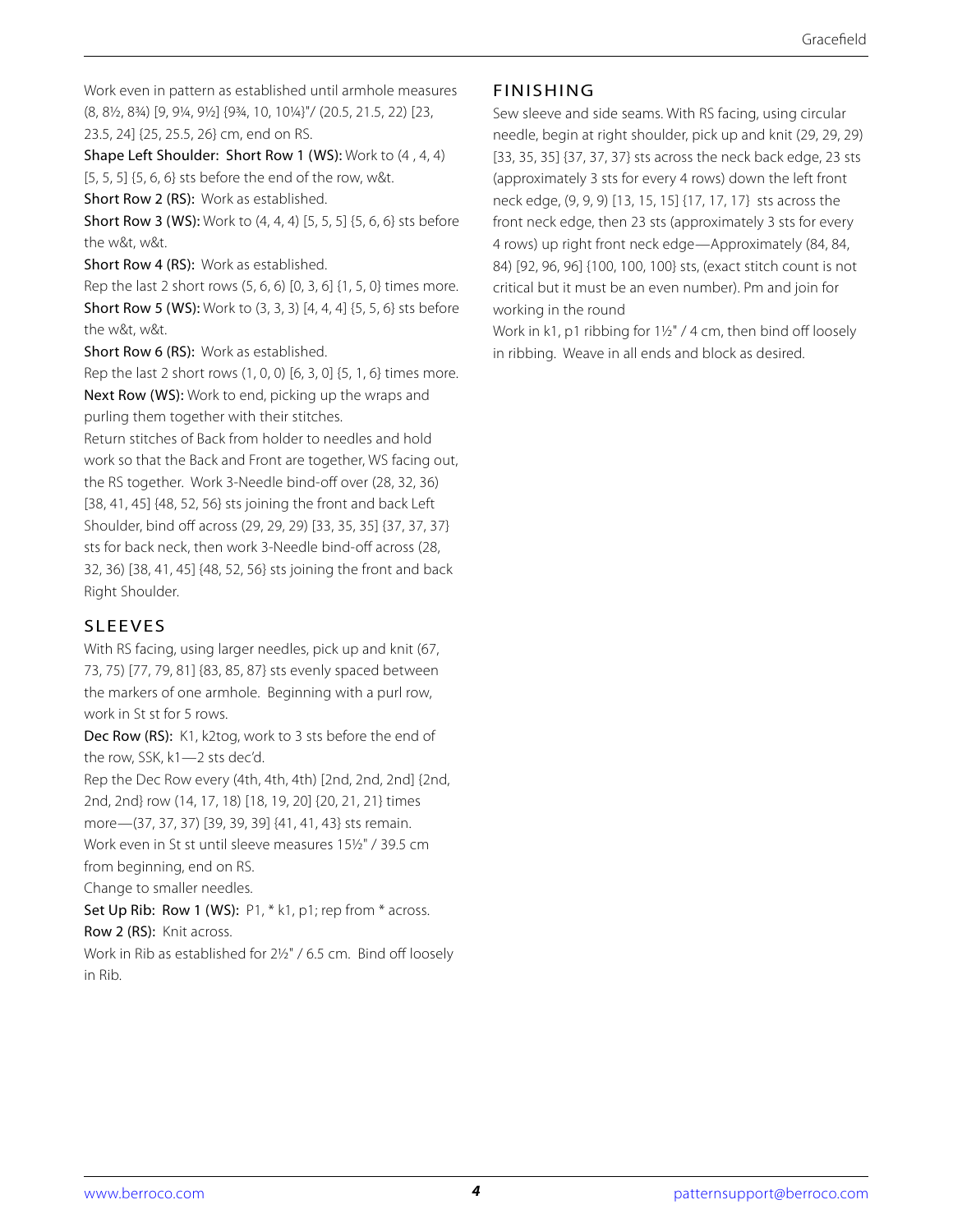Work even in pattern as established until armhole measures (8, 8½, 8¾) [9, 9¼, 9½] {9¾, 10, 10¼}"/ (20.5, 21.5, 22) [23, 23.5, 24] {25, 25.5, 26} cm, end on RS.

**Shape Left Shoulder: Short Row 1 (WS):** Work to (4 , 4, 4) [5, 5, 5] {5, 6, 6} sts before the end of the row, w&t.

**Short Row 2 (RS):** Work as established.

**Short Row 3 (WS):** Work to (4, 4, 4) [5, 5, 5] {5, 6, 6} sts before the w&t, w&t.

**Short Row 4 (RS):** Work as established.

Rep the last 2 short rows (5, 6, 6) [0, 3, 6] {1, 5, 0} times more.

**Short Row 5 (WS):** Work to (3, 3, 3) [4, 4, 4] {5, 5, 6} sts before the w&t, w&t.

**Short Row 6 (RS):** Work as established.

Rep the last 2 short rows (1, 0, 0) [6, 3, 0] {5, 1, 6} times more.

**Next Row (WS):** Work to end, picking up the wraps and purling them together with their stitches.

Return stitches of Back from holder to needles and hold work so that the Back and Front are together, WS facing out, the RS together. Work 3-Needle bind-off over (28, 32, 36) [38, 41, 45] {48, 52, 56} sts joining the front and back Left Shoulder, bind off across (29, 29, 29) [33, 35, 35] {37, 37, 37} sts for back neck, then work 3-Needle bind-off across (28, 32, 36) [38, 41, 45] {48, 52, 56} sts joining the front and back Right Shoulder.

## SLEEVES

With RS facing, using larger needles, pick up and knit (67, 73, 75) [77, 79, 81] {83, 85, 87} sts evenly spaced between the markers of one armhole. Beginning with a purl row, work in St st for 5 rows.

**Dec Row (RS):** K1, k2tog, work to 3 sts before the end of the row, SSK, k1—2 sts dec'd.

Rep the Dec Row every (4th, 4th, 4th) [2nd, 2nd, 2nd] {2nd, 2nd, 2nd} row (14, 17, 18) [18, 19, 20] {20, 21, 21} times more—(37, 37, 37) [39, 39, 39] {41, 41, 43} sts remain.

Work even in St st until sleeve measures 15½" / 39.5 cm from beginning, end on RS.

Change to smaller needles.

**Set Up Rib: Row 1 (WS):** P1, * k1, p1; rep from * across.

**Row 2 (RS):** Knit across.

Work in Rib as established for 2½" / 6.5 cm. Bind off loosely in Rib.

## FINISHING

Sew sleeve and side seams. With RS facing, using circular needle, begin at right shoulder, pick up and knit (29, 29, 29) [33, 35, 35] {37, 37, 37} sts across the neck back edge, 23 sts (approximately 3 sts for every 4 rows) down the left front neck edge, (9, 9, 9) [13, 15, 15] {17, 17, 17} sts across the front neck edge, then 23 sts (approximately 3 sts for every 4 rows) up right front neck edge—Approximately (84, 84, 84) [92, 96, 96] {100, 100, 100} sts, (exact stitch count is not critical but it must be an even number). Pm and join for working in the round

Work in k1, p1 ribbing for 1½" / 4 cm, then bind off loosely in ribbing. Weave in all ends and block as desired.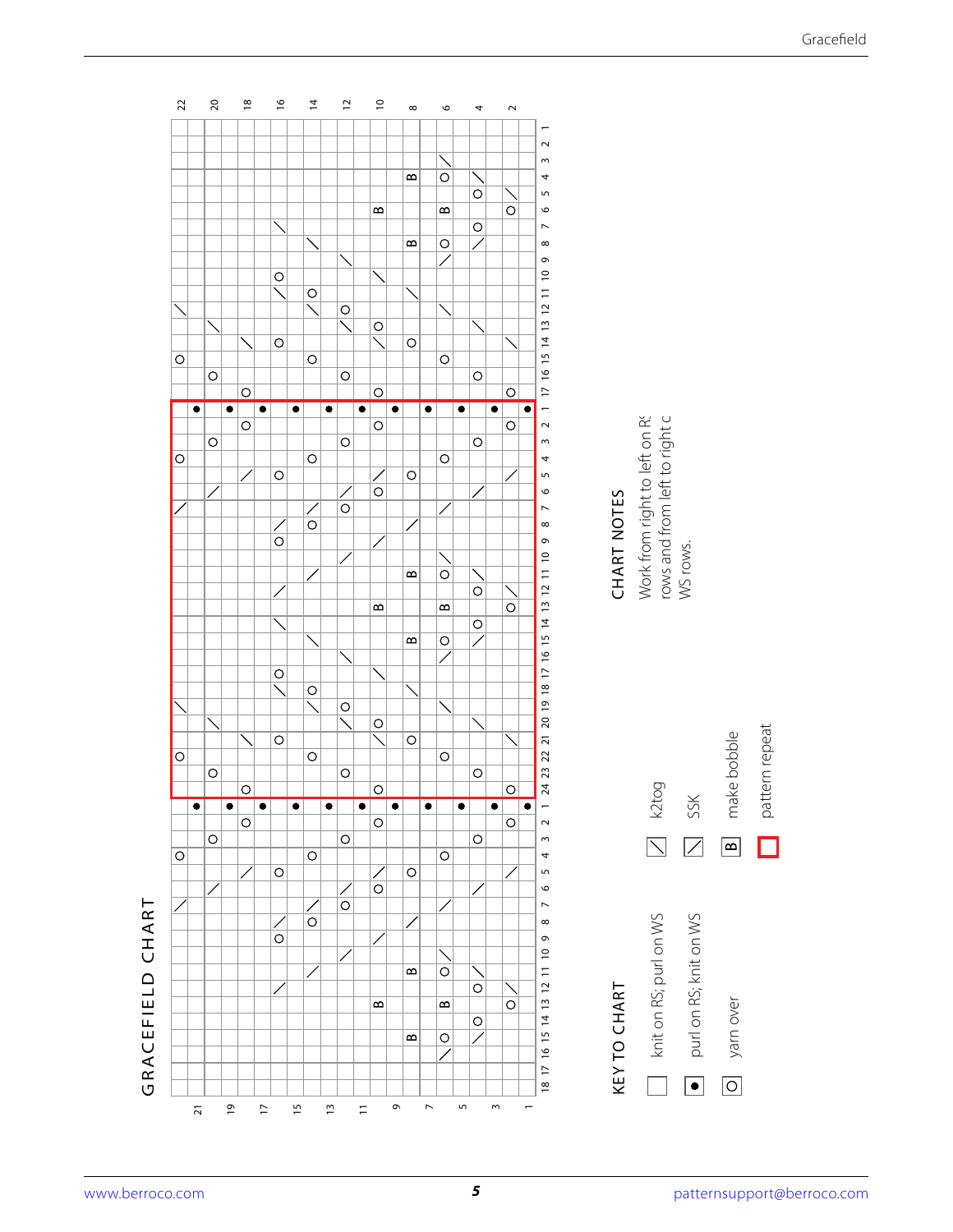# GRACEFIELD CHART

## KEY TO CHART

- knit on RS; purl on WS
- • purl on RS; knit on WS
- O yarn over
- ╱ k2tog
- ╲ SSK
- B make bobble
- pattern repeat

## CHART NOTES

Work from right to left on RS rows and from left to right on WS rows.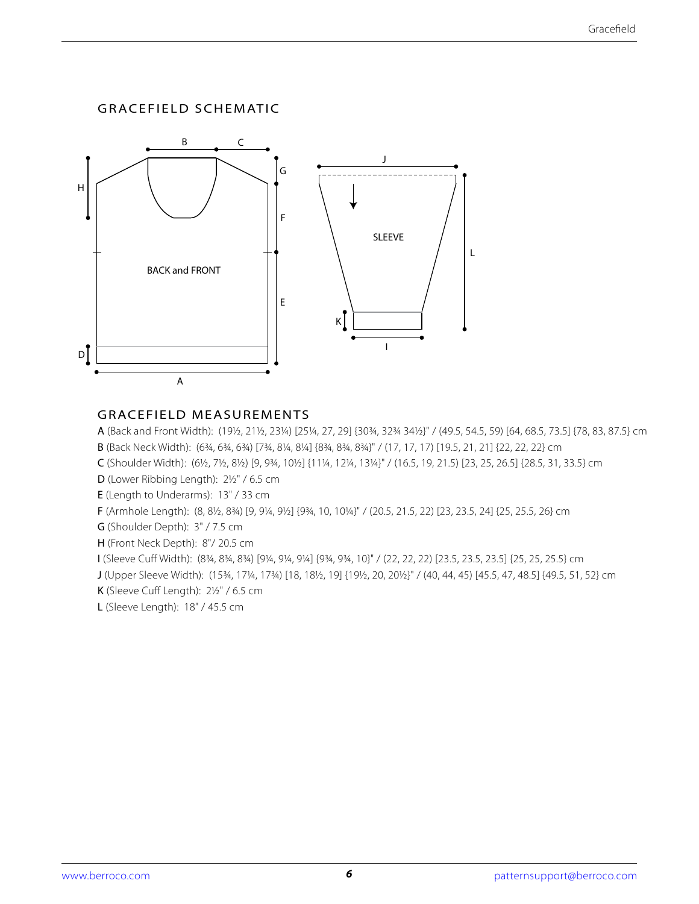## GRACEFIELD SCHEMATIC

BACK and FRONT

SLEEVE

## GRACEFIELD MEASUREMENTS

**A** (Back and Front Width): (19½, 21½, 23¼) [25¼, 27, 29] {30¾, 32¾ 34½}" / (49.5, 54.5, 59) [64, 68.5, 73.5] {78, 83, 87.5} cm

**B** (Back Neck Width): (6¾, 6¾, 6¾) [7¾, 8¼, 8¼] {8¾, 8¾, 8¾}" / (17, 17, 17) [19.5, 21, 21] {22, 22, 22} cm

**C** (Shoulder Width): (6½, 7½, 8½) [9, 9¾, 10½] {11¼, 12¼, 13¼}" / (16.5, 19, 21.5) [23, 25, 26.5] {28.5, 31, 33.5} cm

**D** (Lower Ribbing Length): 2½" / 6.5 cm

**E** (Length to Underarms): 13" / 33 cm

**F** (Armhole Length): (8, 8½, 8¾) [9, 9¼, 9½] {9¾, 10, 10¼}" / (20.5, 21.5, 22) [23, 23.5, 24] {25, 25.5, 26} cm

**G** (Shoulder Depth): 3" / 7.5 cm

**H** (Front Neck Depth): 8"/ 20.5 cm

**I** (Sleeve Cuff Width): (8¾, 8¾, 8¾) [9¼, 9¼, 9¼] {9¾, 9¾, 10}" / (22, 22, 22) [23.5, 23.5, 23.5] {25, 25, 25.5} cm

**J** (Upper Sleeve Width): (15¾, 17¼, 17¾) [18, 18½, 19] {19½, 20, 20½}" / (40, 44, 45) [45.5, 47, 48.5] {49.5, 51, 52} cm

**K** (Sleeve Cuff Length): 2½" / 6.5 cm

**L** (Sleeve Length): 18" / 45.5 cm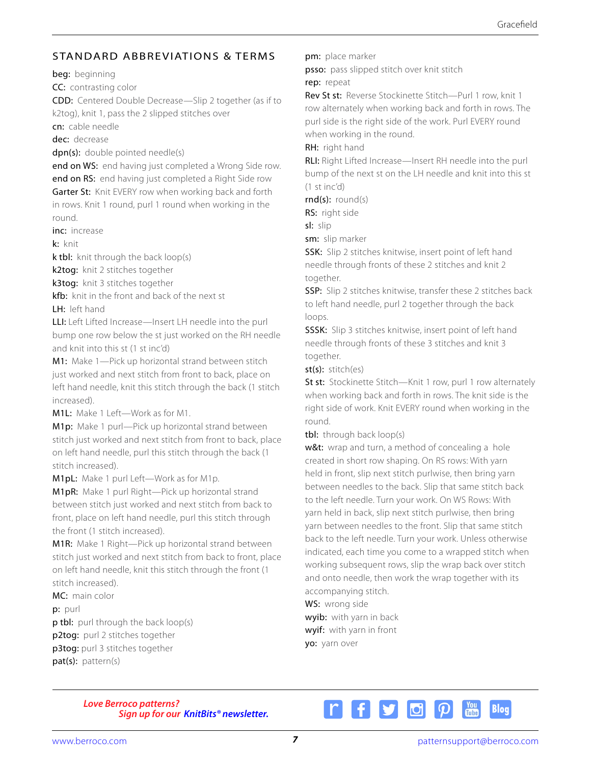## STANDARD ABBREVIATIONS & TERMS

**beg:** beginning
**CC:** contrasting color
**CDD:** Centered Double Decrease—Slip 2 together (as if to k2tog), knit 1, pass the 2 slipped stitches over
**cn:** cable needle
**dec:** decrease
**dpn(s):** double pointed needle(s)
**end on WS:** end having just completed a Wrong Side row.
**end on RS:** end having just completed a Right Side row
**Garter St:** Knit EVERY row when working back and forth in rows. Knit 1 round, purl 1 round when working in the round.
**inc:** increase
**k:** knit
**k tbl:** knit through the back loop(s)
**k2tog:** knit 2 stitches together
**k3tog:** knit 3 stitches together
**kfb:** knit in the front and back of the next st
**LH:** left hand
**LLI:** Left Lifted Increase—Insert LH needle into the purl bump one row below the st just worked on the RH needle and knit into this st (1 st inc'd)
**M1:** Make 1—Pick up horizontal strand between stitch just worked and next stitch from front to back, place on left hand needle, knit this stitch through the back (1 stitch increased).
**M1L:** Make 1 Left—Work as for M1.
**M1p:** Make 1 purl—Pick up horizontal strand between stitch just worked and next stitch from front to back, place on left hand needle, purl this stitch through the back (1 stitch increased).
**M1pL:** Make 1 purl Left—Work as for M1p.
**M1pR:** Make 1 purl Right—Pick up horizontal strand between stitch just worked and next stitch from back to front, place on left hand needle, purl this stitch through the front (1 stitch increased).
**M1R:** Make 1 Right—Pick up horizontal strand between stitch just worked and next stitch from back to front, place on left hand needle, knit this stitch through the front (1 stitch increased).
**MC:** main color
**p:** purl
**p tbl:** purl through the back loop(s)
**p2tog:** purl 2 stitches together
**p3tog:** purl 3 stitches together
**pat(s):** pattern(s)
**pm:** place marker
**psso:** pass slipped stitch over knit stitch
**rep:** repeat
**Rev St st:** Reverse Stockinette Stitch—Purl 1 row, knit 1 row alternately when working back and forth in rows. The purl side is the right side of the work. Purl EVERY round when working in the round.
**RH:** right hand
**RLI:** Right Lifted Increase—Insert RH needle into the purl bump of the next st on the LH needle and knit into this st (1 st inc'd)
**rnd(s):** round(s)
**RS:** right side
**sl:** slip
**sm:** slip marker
**SSK:** Slip 2 stitches knitwise, insert point of left hand needle through fronts of these 2 stitches and knit 2 together.
**SSP:** Slip 2 stitches knitwise, transfer these 2 stitches back to left hand needle, purl 2 together through the back loops.
**SSSK:** Slip 3 stitches knitwise, insert point of left hand needle through fronts of these 3 stitches and knit 3 together.
**st(s):** stitch(es)
**St st:** Stockinette Stitch—Knit 1 row, purl 1 row alternately when working back and forth in rows. The knit side is the right side of work. Knit EVERY round when working in the round.
**tbl:** through back loop(s)
**w&t:** wrap and turn, a method of concealing a hole created in short row shaping. On RS rows: With yarn held in front, slip next stitch purlwise, then bring yarn between needles to the back. Slip that same stitch back to the left needle. Turn your work. On WS Rows: With yarn held in back, slip next stitch purlwise, then bring yarn between needles to the front. Slip that same stitch back to the left needle. Turn your work. Unless otherwise indicated, each time you come to a wrapped stitch when working subsequent rows, slip the wrap back over stitch and onto needle, then work the wrap together with its accompanying stitch.
**WS:** wrong side
**wyib:** with yarn in back
**wyif:** with yarn in front
**yo:** yarn over

*Love Berroco patterns? Sign up for our KnitBits® newsletter.*